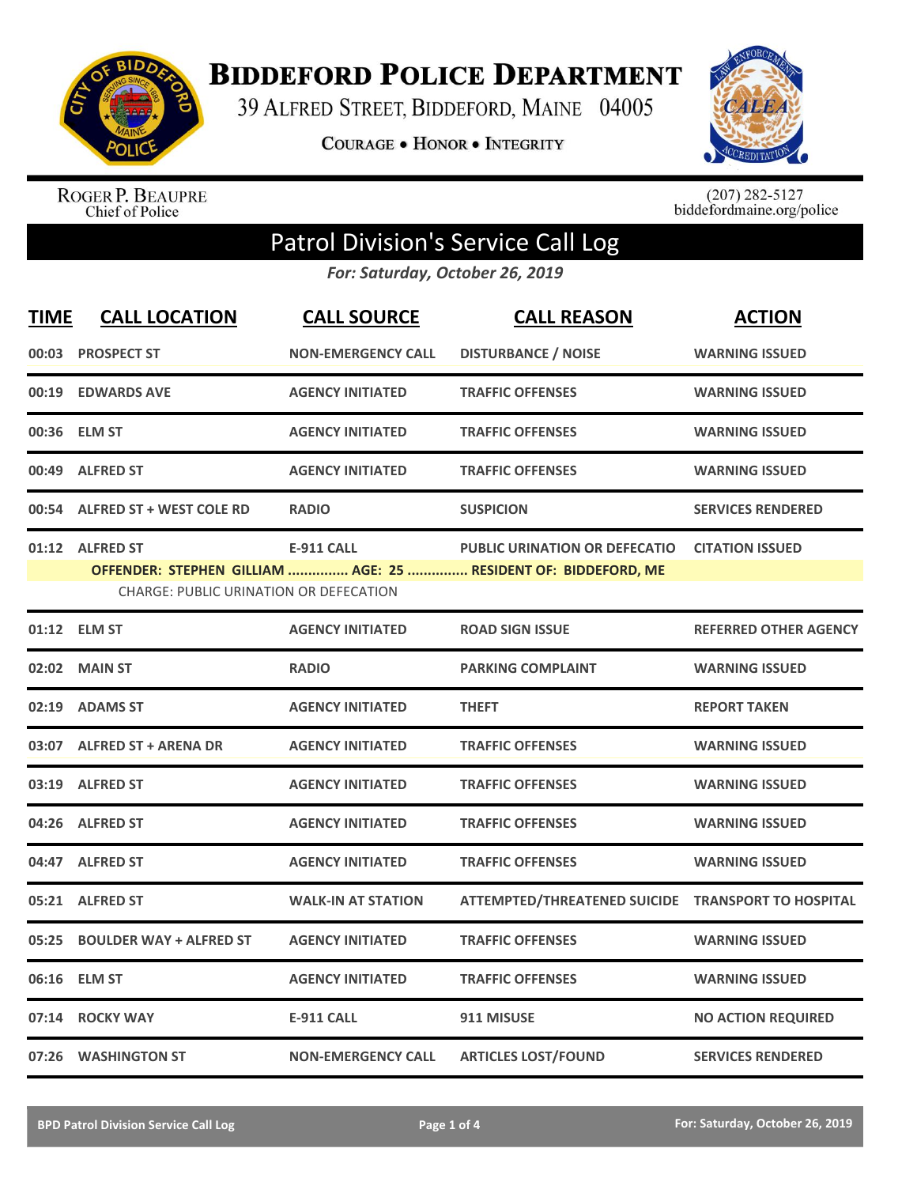# Biddeford Police Department

39 Alfred Street, Biddeford, Maine 04005

Courage • Honor • Integrity

Roger P. Beaupre
Chief of Police

(207) 282-5127
biddefordmaine.org/police

## Patrol Division's Service Call Log

*For: Saturday, October 26, 2019*

| TIME | CALL LOCATION | CALL SOURCE | CALL REASON | ACTION |
|---|---|---|---|---|
| 00:03 | PROSPECT ST | NON-EMERGENCY CALL | DISTURBANCE / NOISE | WARNING ISSUED |
| 00:19 | EDWARDS AVE | AGENCY INITIATED | TRAFFIC OFFENSES | WARNING ISSUED |
| 00:36 | ELM ST | AGENCY INITIATED | TRAFFIC OFFENSES | WARNING ISSUED |
| 00:49 | ALFRED ST | AGENCY INITIATED | TRAFFIC OFFENSES | WARNING ISSUED |
| 00:54 | ALFRED ST + WEST COLE RD | RADIO | SUSPICION | SERVICES RENDERED |
| 01:12 | ALFRED ST | E-911 CALL | PUBLIC URINATION OR DEFECATIO | CITATION ISSUED |
| | OFFENDER: STEPHEN GILLIAM ............... AGE: 25 ............... RESIDENT OF: BIDDEFORD, ME | | | |
| | CHARGE: PUBLIC URINATION OR DEFECATION | | | |
| 01:12 | ELM ST | AGENCY INITIATED | ROAD SIGN ISSUE | REFERRED OTHER AGENCY |
| 02:02 | MAIN ST | RADIO | PARKING COMPLAINT | WARNING ISSUED |
| 02:19 | ADAMS ST | AGENCY INITIATED | THEFT | REPORT TAKEN |
| 03:07 | ALFRED ST + ARENA DR | AGENCY INITIATED | TRAFFIC OFFENSES | WARNING ISSUED |
| 03:19 | ALFRED ST | AGENCY INITIATED | TRAFFIC OFFENSES | WARNING ISSUED |
| 04:26 | ALFRED ST | AGENCY INITIATED | TRAFFIC OFFENSES | WARNING ISSUED |
| 04:47 | ALFRED ST | AGENCY INITIATED | TRAFFIC OFFENSES | WARNING ISSUED |
| 05:21 | ALFRED ST | WALK-IN AT STATION | ATTEMPTED/THREATENED SUICIDE | TRANSPORT TO HOSPITAL |
| 05:25 | BOULDER WAY + ALFRED ST | AGENCY INITIATED | TRAFFIC OFFENSES | WARNING ISSUED |
| 06:16 | ELM ST | AGENCY INITIATED | TRAFFIC OFFENSES | WARNING ISSUED |
| 07:14 | ROCKY WAY | E-911 CALL | 911 MISUSE | NO ACTION REQUIRED |
| 07:26 | WASHINGTON ST | NON-EMERGENCY CALL | ARTICLES LOST/FOUND | SERVICES RENDERED |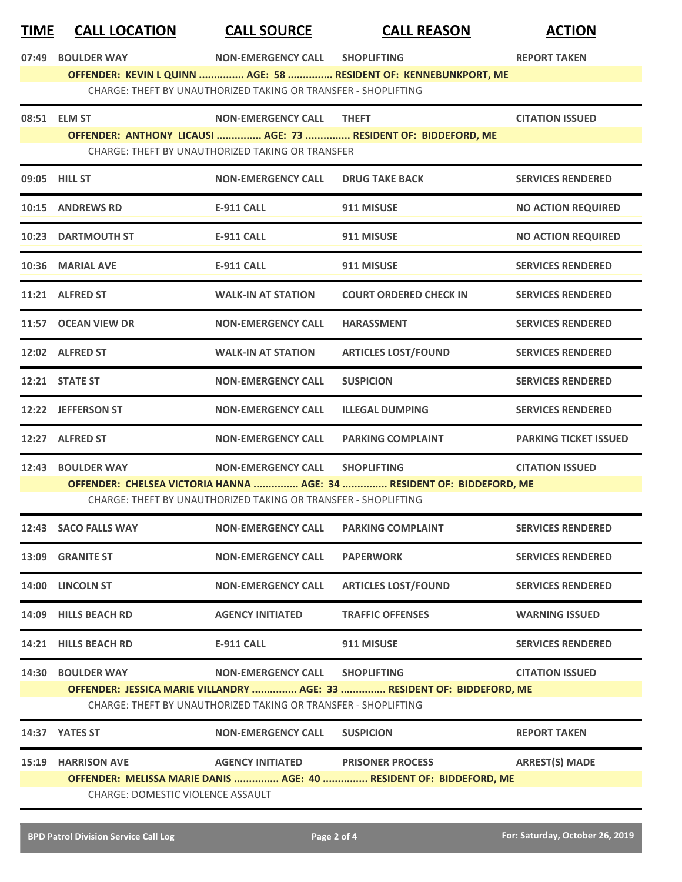| TIME | CALL LOCATION | CALL SOURCE | CALL REASON | ACTION |
|---|---|---|---|---|
| 07:49 | BOULDER WAY | NON-EMERGENCY CALL | SHOPLIFTING | REPORT TAKEN |
| | OFFENDER: KEVIN L QUINN ............... AGE: 58 ............... RESIDENT OF: KENNEBUNKPORT, ME | | | |
| | CHARGE: THEFT BY UNAUTHORIZED TAKING OR TRANSFER - SHOPLIFTING | | | |
| 08:51 | ELM ST | NON-EMERGENCY CALL | THEFT | CITATION ISSUED |
| | OFFENDER: ANTHONY LICAUSI ............... AGE: 73 ............... RESIDENT OF: BIDDEFORD, ME | | | |
| | CHARGE: THEFT BY UNAUTHORIZED TAKING OR TRANSFER | | | |
| 09:05 | HILL ST | NON-EMERGENCY CALL | DRUG TAKE BACK | SERVICES RENDERED |
| 10:15 | ANDREWS RD | E-911 CALL | 911 MISUSE | NO ACTION REQUIRED |
| 10:23 | DARTMOUTH ST | E-911 CALL | 911 MISUSE | NO ACTION REQUIRED |
| 10:36 | MARIAL AVE | E-911 CALL | 911 MISUSE | SERVICES RENDERED |
| 11:21 | ALFRED ST | WALK-IN AT STATION | COURT ORDERED CHECK IN | SERVICES RENDERED |
| 11:57 | OCEAN VIEW DR | NON-EMERGENCY CALL | HARASSMENT | SERVICES RENDERED |
| 12:02 | ALFRED ST | WALK-IN AT STATION | ARTICLES LOST/FOUND | SERVICES RENDERED |
| 12:21 | STATE ST | NON-EMERGENCY CALL | SUSPICION | SERVICES RENDERED |
| 12:22 | JEFFERSON ST | NON-EMERGENCY CALL | ILLEGAL DUMPING | SERVICES RENDERED |
| 12:27 | ALFRED ST | NON-EMERGENCY CALL | PARKING COMPLAINT | PARKING TICKET ISSUED |
| 12:43 | BOULDER WAY | NON-EMERGENCY CALL | SHOPLIFTING | CITATION ISSUED |
| | OFFENDER: CHELSEA VICTORIA HANNA ............... AGE: 34 ............... RESIDENT OF: BIDDEFORD, ME | | | |
| | CHARGE: THEFT BY UNAUTHORIZED TAKING OR TRANSFER - SHOPLIFTING | | | |
| 12:43 | SACO FALLS WAY | NON-EMERGENCY CALL | PARKING COMPLAINT | SERVICES RENDERED |
| 13:09 | GRANITE ST | NON-EMERGENCY CALL | PAPERWORK | SERVICES RENDERED |
| 14:00 | LINCOLN ST | NON-EMERGENCY CALL | ARTICLES LOST/FOUND | SERVICES RENDERED |
| 14:09 | HILLS BEACH RD | AGENCY INITIATED | TRAFFIC OFFENSES | WARNING ISSUED |
| 14:21 | HILLS BEACH RD | E-911 CALL | 911 MISUSE | SERVICES RENDERED |
| 14:30 | BOULDER WAY | NON-EMERGENCY CALL | SHOPLIFTING | CITATION ISSUED |
| | OFFENDER: JESSICA MARIE VILLANDRY ............... AGE: 33 ............... RESIDENT OF: BIDDEFORD, ME | | | |
| | CHARGE: THEFT BY UNAUTHORIZED TAKING OR TRANSFER - SHOPLIFTING | | | |
| 14:37 | YATES ST | NON-EMERGENCY CALL | SUSPICION | REPORT TAKEN |
| 15:19 | HARRISON AVE | AGENCY INITIATED | PRISONER PROCESS | ARREST(S) MADE |
| | OFFENDER: MELISSA MARIE DANIS ............... AGE: 40 ............... RESIDENT OF: BIDDEFORD, ME | | | |
| | CHARGE: DOMESTIC VIOLENCE ASSAULT | | | |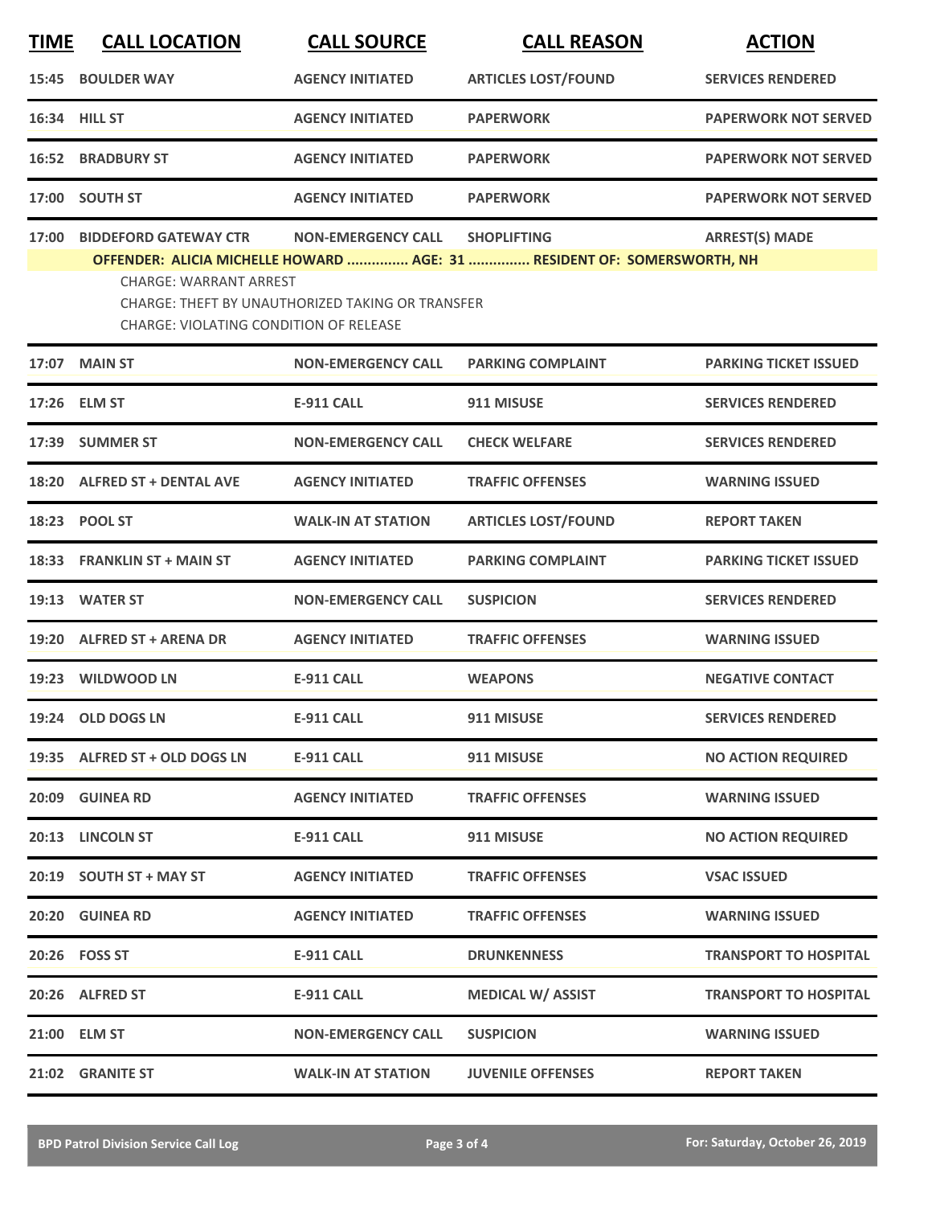| TIME | CALL LOCATION | CALL SOURCE | CALL REASON | ACTION |
|---|---|---|---|---|
| 15:45 | BOULDER WAY | AGENCY INITIATED | ARTICLES LOST/FOUND | SERVICES RENDERED |
| 16:34 | HILL ST | AGENCY INITIATED | PAPERWORK | PAPERWORK NOT SERVED |
| 16:52 | BRADBURY ST | AGENCY INITIATED | PAPERWORK | PAPERWORK NOT SERVED |
| 17:00 | SOUTH ST | AGENCY INITIATED | PAPERWORK | PAPERWORK NOT SERVED |
| 17:00 | BIDDEFORD GATEWAY CTR | NON-EMERGENCY CALL | SHOPLIFTING | ARREST(S) MADE |
| | OFFENDER: ALICIA MICHELLE HOWARD ............... AGE: 31 ............... RESIDENT OF: SOMERSWORTH, NH<br>CHARGE: WARRANT ARREST<br>CHARGE: THEFT BY UNAUTHORIZED TAKING OR TRANSFER<br>CHARGE: VIOLATING CONDITION OF RELEASE | | | |
| 17:07 | MAIN ST | NON-EMERGENCY CALL | PARKING COMPLAINT | PARKING TICKET ISSUED |
| 17:26 | ELM ST | E-911 CALL | 911 MISUSE | SERVICES RENDERED |
| 17:39 | SUMMER ST | NON-EMERGENCY CALL | CHECK WELFARE | SERVICES RENDERED |
| 18:20 | ALFRED ST + DENTAL AVE | AGENCY INITIATED | TRAFFIC OFFENSES | WARNING ISSUED |
| 18:23 | POOL ST | WALK-IN AT STATION | ARTICLES LOST/FOUND | REPORT TAKEN |
| 18:33 | FRANKLIN ST + MAIN ST | AGENCY INITIATED | PARKING COMPLAINT | PARKING TICKET ISSUED |
| 19:13 | WATER ST | NON-EMERGENCY CALL | SUSPICION | SERVICES RENDERED |
| 19:20 | ALFRED ST + ARENA DR | AGENCY INITIATED | TRAFFIC OFFENSES | WARNING ISSUED |
| 19:23 | WILDWOOD LN | E-911 CALL | WEAPONS | NEGATIVE CONTACT |
| 19:24 | OLD DOGS LN | E-911 CALL | 911 MISUSE | SERVICES RENDERED |
| 19:35 | ALFRED ST + OLD DOGS LN | E-911 CALL | 911 MISUSE | NO ACTION REQUIRED |
| 20:09 | GUINEA RD | AGENCY INITIATED | TRAFFIC OFFENSES | WARNING ISSUED |
| 20:13 | LINCOLN ST | E-911 CALL | 911 MISUSE | NO ACTION REQUIRED |
| 20:19 | SOUTH ST + MAY ST | AGENCY INITIATED | TRAFFIC OFFENSES | VSAC ISSUED |
| 20:20 | GUINEA RD | AGENCY INITIATED | TRAFFIC OFFENSES | WARNING ISSUED |
| 20:26 | FOSS ST | E-911 CALL | DRUNKENNESS | TRANSPORT TO HOSPITAL |
| 20:26 | ALFRED ST | E-911 CALL | MEDICAL W/ ASSIST | TRANSPORT TO HOSPITAL |
| 21:00 | ELM ST | NON-EMERGENCY CALL | SUSPICION | WARNING ISSUED |
| 21:02 | GRANITE ST | WALK-IN AT STATION | JUVENILE OFFENSES | REPORT TAKEN |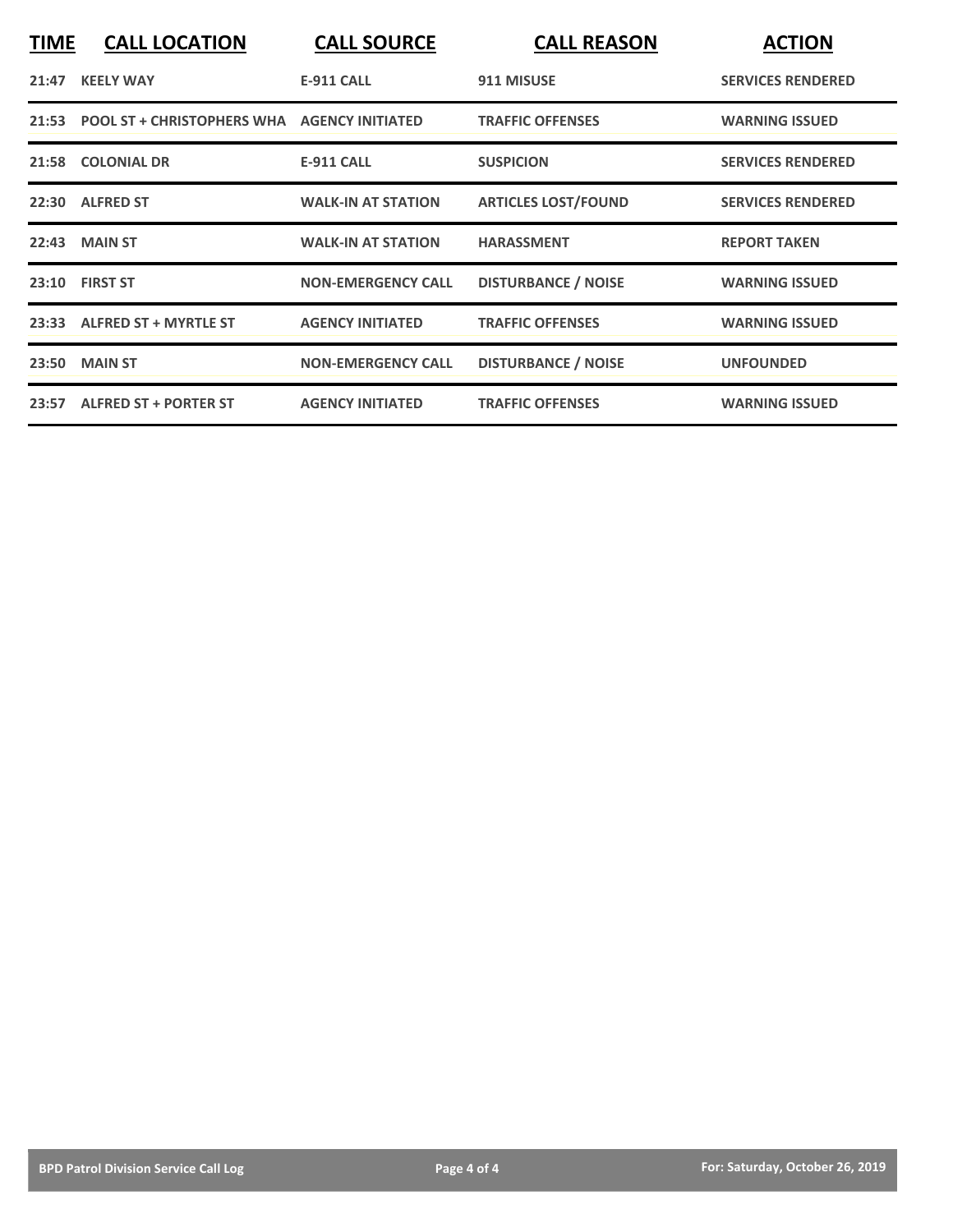| TIME | CALL LOCATION | CALL SOURCE | CALL REASON | ACTION |
| --- | --- | --- | --- | --- |
| 21:47 | KEELY WAY | E-911 CALL | 911 MISUSE | SERVICES RENDERED |
| 21:53 | POOL ST + CHRISTOPHERS WHA | AGENCY INITIATED | TRAFFIC OFFENSES | WARNING ISSUED |
| 21:58 | COLONIAL DR | E-911 CALL | SUSPICION | SERVICES RENDERED |
| 22:30 | ALFRED ST | WALK-IN AT STATION | ARTICLES LOST/FOUND | SERVICES RENDERED |
| 22:43 | MAIN ST | WALK-IN AT STATION | HARASSMENT | REPORT TAKEN |
| 23:10 | FIRST ST | NON-EMERGENCY CALL | DISTURBANCE / NOISE | WARNING ISSUED |
| 23:33 | ALFRED ST + MYRTLE ST | AGENCY INITIATED | TRAFFIC OFFENSES | WARNING ISSUED |
| 23:50 | MAIN ST | NON-EMERGENCY CALL | DISTURBANCE / NOISE | UNFOUNDED |
| 23:57 | ALFRED ST + PORTER ST | AGENCY INITIATED | TRAFFIC OFFENSES | WARNING ISSUED |